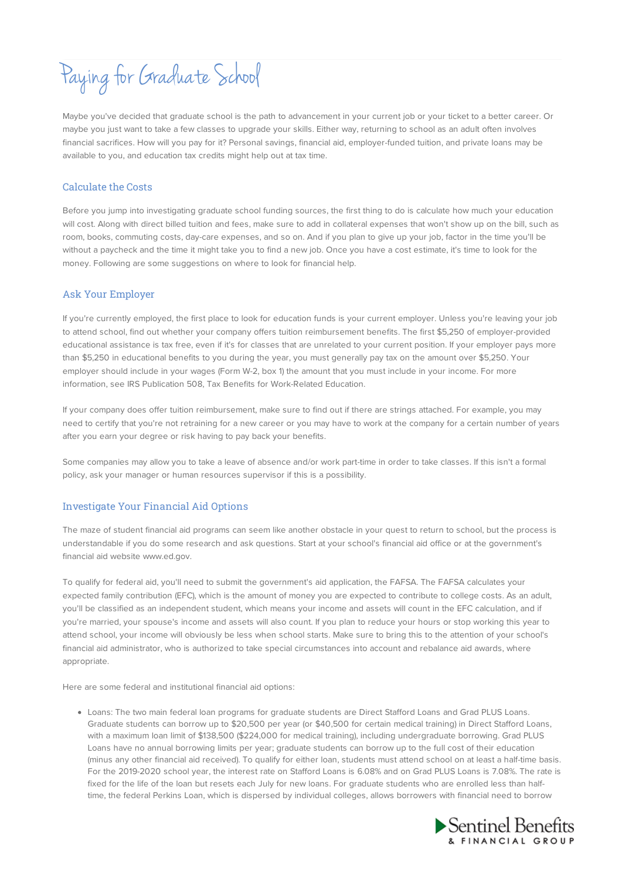# Paying for Graduate School

Maybe you've decided that graduate school is the path to advancement in your current job or your ticket to a better career. Or maybe you just want to take a few classes to upgrade your skills. Either way, returning to school as an adult often involves financial sacrifices. How will you pay for it? Personal savings, financial aid, employer-funded tuition, and private loans may be available to you, and education tax credits might help out at tax time.

## Calculate the Costs

Before you jump into investigating graduate school funding sources, the first thing to do is calculate how much your education will cost. Along with direct billed tuition and fees, make sure to add in collateral expenses that won't show up on the bill, such as room, books, commuting costs, day-care expenses, and so on. And if you plan to give up your job, factor in the time you'll be without a paycheck and the time it might take you to find a new job. Once you have a cost estimate, it's time to look for the money. Following are some suggestions on where to look for financial help.

## Ask Your Employer

If you're currently employed, the first place to look for education funds is your current employer. Unless you're leaving your job to attend school, find out whether your company offers tuition reimbursement benefits. The first $5,250 of employer-provided educational assistance is tax free, even if it's for classes that are unrelated to your current position. If your employer pays more than $5,250 in educational benefits to you during the year, you must generally pay tax on the amount over $5,250. Your employer should include in your wages (Form W-2, box 1) the amount that you must include in your income. For more information, see IRS Publication 508, Tax Benefits for Work-Related Education.

If your company does offer tuition reimbursement, make sure to find out if there are strings attached. For example, you may need to certify that you're not retraining for a new career or you may have to work at the company for a certain number of years after you earn your degree or risk having to pay back your benefits.

Some companies may allow you to take a leave of absence and/or work part-time in order to take classes. If this isn't a formal policy, ask your manager or human resources supervisor if this is a possibility.

## Investigate Your Financial Aid Options

The maze of student financial aid programs can seem like another obstacle in your quest to return to school, but the process is understandable if you do some research and ask questions. Start at your school's financial aid office or at the government's financial aid website www.ed.gov.

To qualify for federal aid, you'll need to submit the government's aid application, the FAFSA. The FAFSA calculates your expected family contribution (EFC), which is the amount of money you are expected to contribute to college costs. As an adult, you'll be classified as an independent student, which means your income and assets will count in the EFC calculation, and if you're married, your spouse's income and assets will also count. If you plan to reduce your hours or stop working this year to attend school, your income will obviously be less when school starts. Make sure to bring this to the attention of your school's financial aid administrator, who is authorized to take special circumstances into account and rebalance aid awards, where appropriate.

Here are some federal and institutional financial aid options:

- Loans: The two main federal loan programs for graduate students are Direct Stafford Loans and Grad PLUS Loans. Graduate students can borrow up to $20,500 per year (or $40,500 for certain medical training) in Direct Stafford Loans, with a maximum loan limit of $138,500 ($224,000 for medical training), including undergraduate borrowing. Grad PLUS Loans have no annual borrowing limits per year; graduate students can borrow up to the full cost of their education (minus any other financial aid received). To qualify for either loan, students must attend school on at least a half-time basis. For the 2019-2020 school year, the interest rate on Stafford Loans is 6.08% and on Grad PLUS Loans is 7.08%. The rate is fixed for the life of the loan but resets each July for new loans. For graduate students who are enrolled less than half-time, the federal Perkins Loan, which is dispersed by individual colleges, allows borrowers with financial need to borrow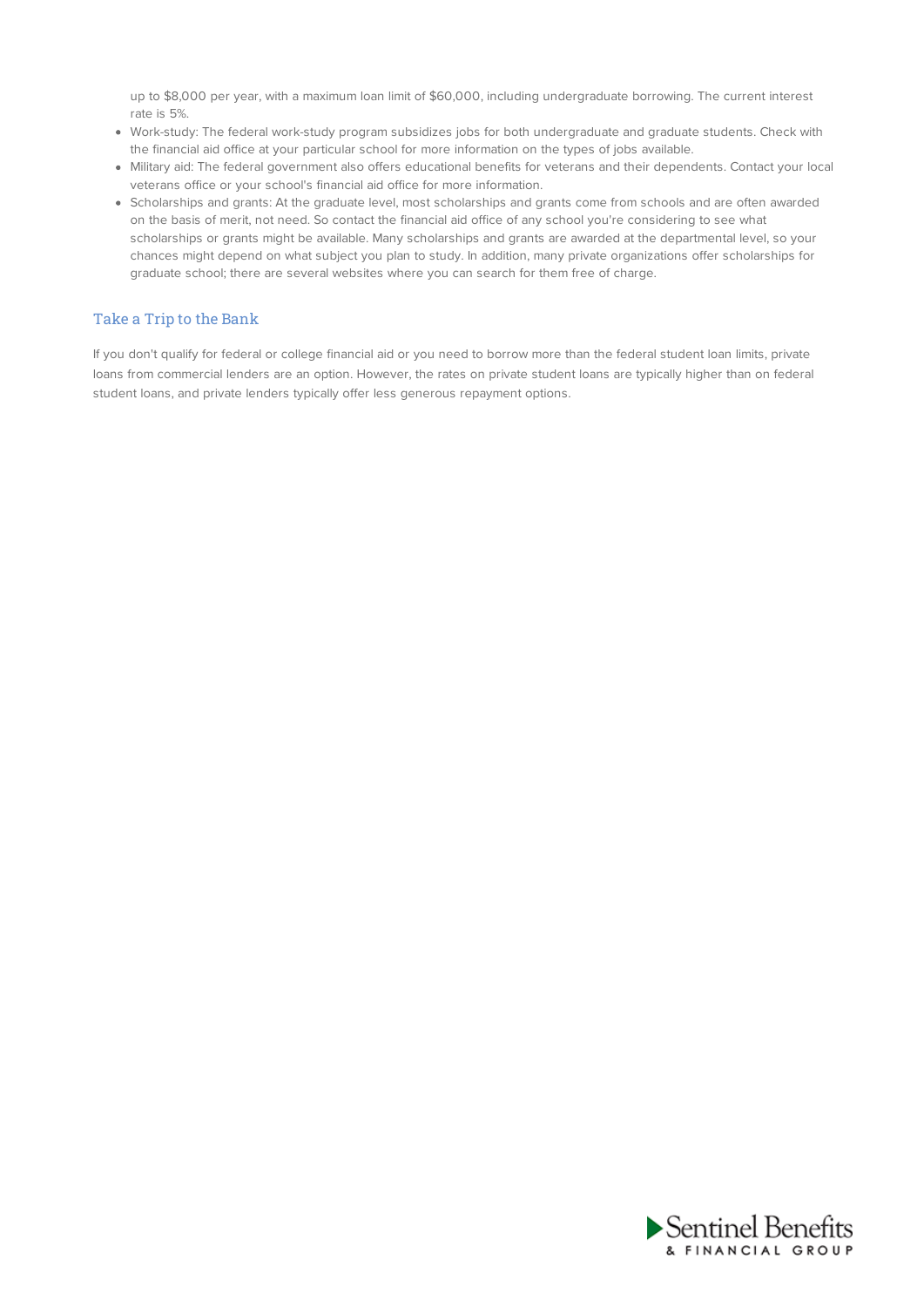up to $8,000 per year, with a maximum loan limit of $60,000, including undergraduate borrowing. The current interest rate is 5%.

- Work-study: The federal work-study program subsidizes jobs for both undergraduate and graduate students. Check with the financial aid office at your particular school for more information on the types of jobs available.
- Military aid: The federal government also offers educational benefits for veterans and their dependents. Contact your local veterans office or your school's financial aid office for more information.
- Scholarships and grants: At the graduate level, most scholarships and grants come from schools and are often awarded on the basis of merit, not need. So contact the financial aid office of any school you're considering to see what scholarships or grants might be available. Many scholarships and grants are awarded at the departmental level, so your chances might depend on what subject you plan to study. In addition, many private organizations offer scholarships for graduate school; there are several websites where you can search for them free of charge.

## Take a Trip to the Bank

If you don't qualify for federal or college financial aid or you need to borrow more than the federal student loan limits, private loans from commercial lenders are an option. However, the rates on private student loans are typically higher than on federal student loans, and private lenders typically offer less generous repayment options.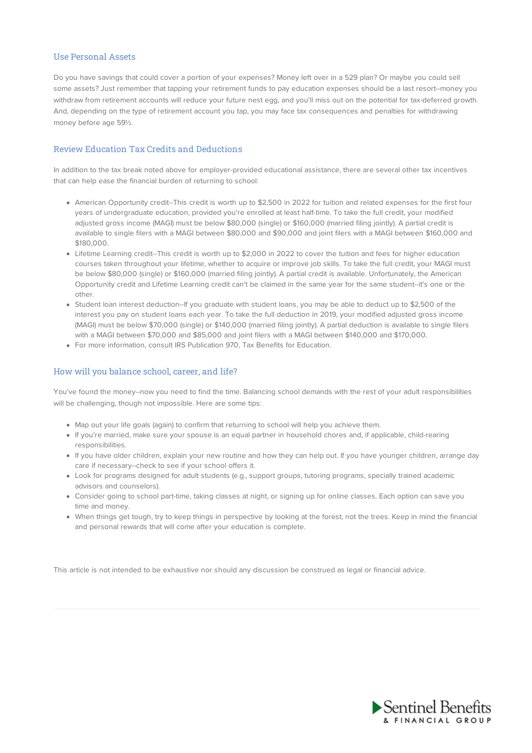## Use Personal Assets

Do you have savings that could cover a portion of your expenses? Money left over in a 529 plan? Or maybe you could sell some assets? Just remember that tapping your retirement funds to pay education expenses should be a last resort--money you withdraw from retirement accounts will reduce your future nest egg, and you'll miss out on the potential for tax-deferred growth. And, depending on the type of retirement account you tap, you may face tax consequences and penalties for withdrawing money before age 59½.

## Review Education Tax Credits and Deductions

In addition to the tax break noted above for employer-provided educational assistance, there are several other tax incentives that can help ease the financial burden of returning to school:

- American Opportunity credit--This credit is worth up to $2,500 in 2022 for tuition and related expenses for the first four years of undergraduate education, provided you're enrolled at least half-time. To take the full credit, your modified adjusted gross income (MAGI) must be below $80,000 (single) or $160,000 (married filing jointly). A partial credit is available to single filers with a MAGI between $80,000 and $90,000 and joint filers with a MAGI between $160,000 and $180,000.
- Lifetime Learning credit--This credit is worth up to $2,000 in 2022 to cover the tuition and fees for higher education courses taken throughout your lifetime, whether to acquire or improve job skills. To take the full credit, your MAGI must be below $80,000 (single) or $160,000 (married filing jointly). A partial credit is available. Unfortunately, the American Opportunity credit and Lifetime Learning credit can't be claimed in the same year for the same student--it's one or the other.
- Student loan interest deduction--If you graduate with student loans, you may be able to deduct up to $2,500 of the interest you pay on student loans each year. To take the full deduction in 2019, your modified adjusted gross income (MAGI) must be below $70,000 (single) or $140,000 (married filing jointly). A partial deduction is available to single filers with a MAGI between $70,000 and $85,000 and joint filers with a MAGI between $140,000 and $170,000.
- For more information, consult IRS Publication 970, Tax Benefits for Education.

## How will you balance school, career, and life?

You've found the money--now you need to find the time. Balancing school demands with the rest of your adult responsibilities will be challenging, though not impossible. Here are some tips:

- Map out your life goals (again) to confirm that returning to school will help you achieve them.
- If you're married, make sure your spouse is an equal partner in household chores and, if applicable, child-rearing responsibilities.
- If you have older children, explain your new routine and how they can help out. If you have younger children, arrange day care if necessary--check to see if your school offers it.
- Look for programs designed for adult students (e.g., support groups, tutoring programs, specially trained academic advisors and counselors).
- Consider going to school part-time, taking classes at night, or signing up for online classes. Each option can save you time and money.
- When things get tough, try to keep things in perspective by looking at the forest, not the trees. Keep in mind the financial and personal rewards that will come after your education is complete.

This article is not intended to be exhaustive nor should any discussion be construed as legal or financial advice.

Sentinel Benefits & Financial Group